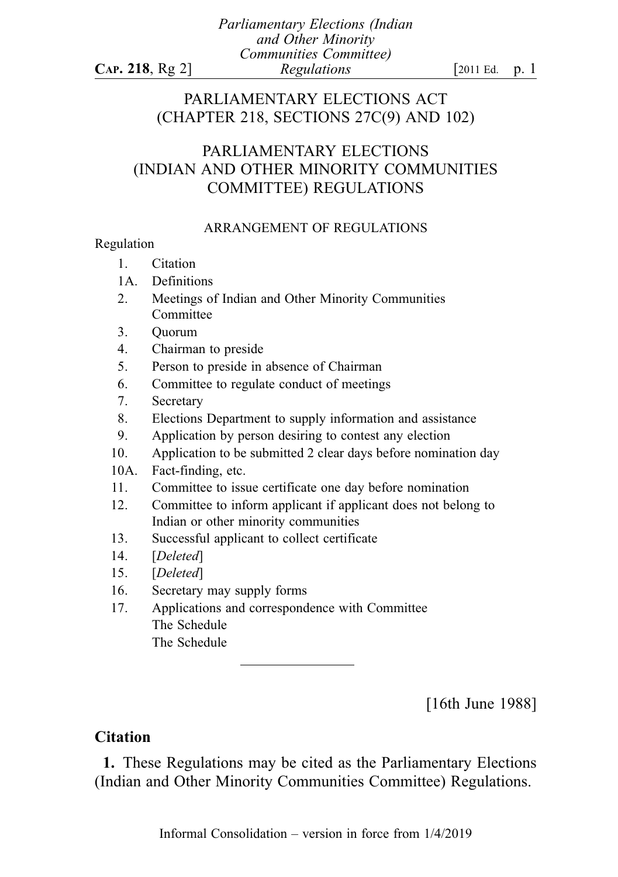# PARLIAMENTARY ELECTIONS ACT
## (CHAPTER 218, SECTIONS 27C(9) AND 102)

# PARLIAMENTARY ELECTIONS (INDIAN AND OTHER MINORITY COMMUNITIES COMMITTEE) REGULATIONS

## ARRANGEMENT OF REGULATIONS

Regulation

1. Citation
1A. Definitions
2. Meetings of Indian and Other Minority Communities Committee
3. Quorum
4. Chairman to preside
5. Person to preside in absence of Chairman
6. Committee to regulate conduct of meetings
7. Secretary
8. Elections Department to supply information and assistance
9. Application by person desiring to contest any election
10. Application to be submitted 2 clear days before nomination day
10A. Fact-finding, etc.
11. Committee to issue certificate one day before nomination
12. Committee to inform applicant if applicant does not belong to Indian or other minority communities
13. Successful applicant to collect certificate
14. [*Deleted*]
15. [*Deleted*]
16. Secretary may supply forms
17. Applications and correspondence with Committee

The Schedule

The Schedule

---

[16th June 1988]

### Citation

**1.** These Regulations may be cited as the Parliamentary Elections (Indian and Other Minority Communities Committee) Regulations.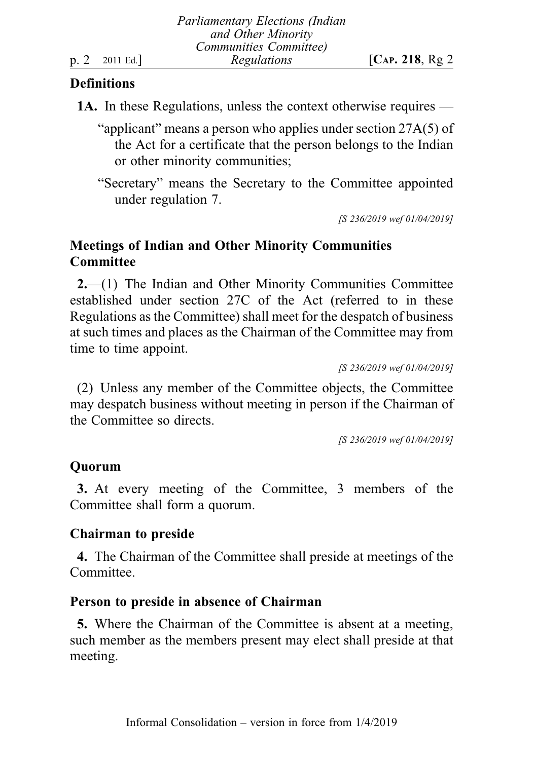**Definitions**

**1A.** In these Regulations, unless the context otherwise requires —

"applicant" means a person who applies under section 27A(5) of the Act for a certificate that the person belongs to the Indian or other minority communities;

"Secretary" means the Secretary to the Committee appointed under regulation 7.

*[S 236/2019 wef 01/04/2019]*

**Meetings of Indian and Other Minority Communities Committee**

**2.**—(1) The Indian and Other Minority Communities Committee established under section 27C of the Act (referred to in these Regulations as the Committee) shall meet for the despatch of business at such times and places as the Chairman of the Committee may from time to time appoint.

*[S 236/2019 wef 01/04/2019]*

(2) Unless any member of the Committee objects, the Committee may despatch business without meeting in person if the Chairman of the Committee so directs.

*[S 236/2019 wef 01/04/2019]*

**Quorum**

**3.** At every meeting of the Committee, 3 members of the Committee shall form a quorum.

**Chairman to preside**

**4.** The Chairman of the Committee shall preside at meetings of the Committee.

**Person to preside in absence of Chairman**

**5.** Where the Chairman of the Committee is absent at a meeting, such member as the members present may elect shall preside at that meeting.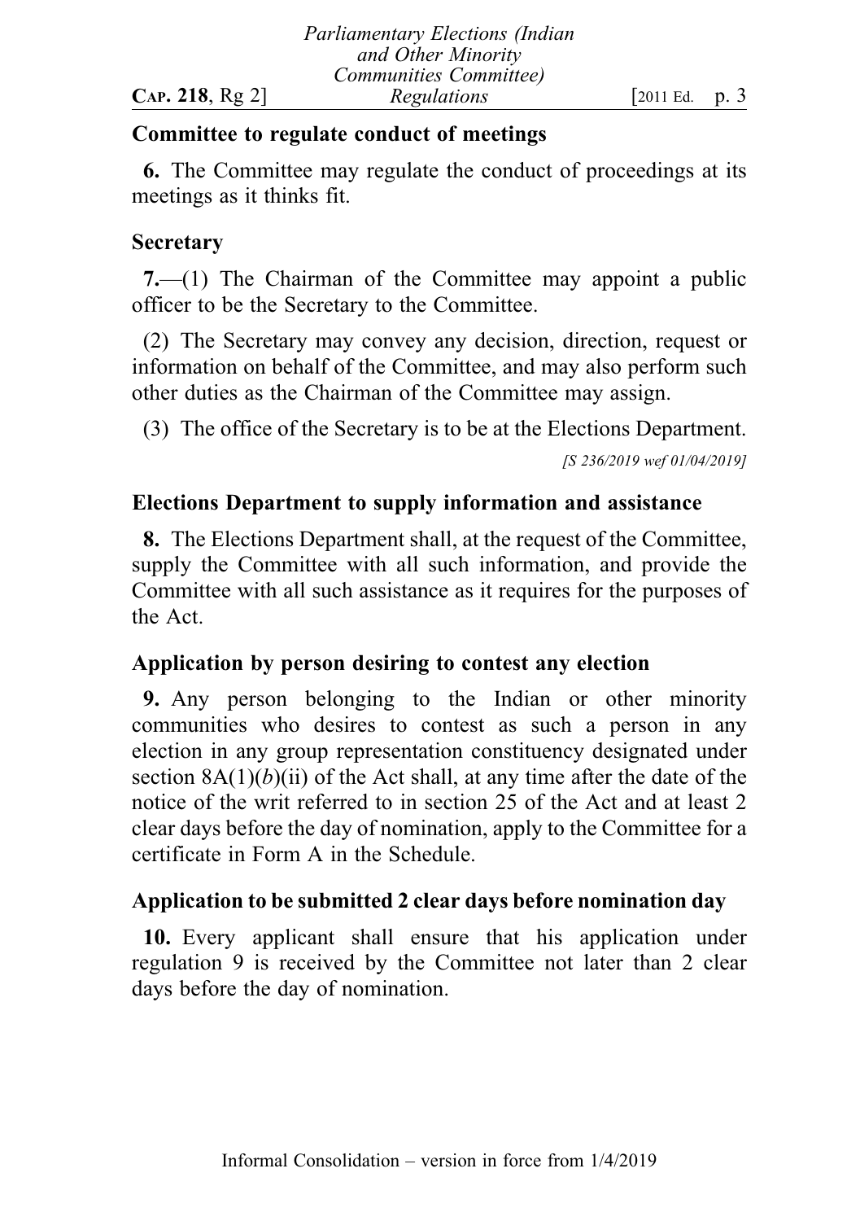**Committee to regulate conduct of meetings**

**6.** The Committee may regulate the conduct of proceedings at its meetings as it thinks fit.

**Secretary**

**7.**—(1) The Chairman of the Committee may appoint a public officer to be the Secretary to the Committee.

(2) The Secretary may convey any decision, direction, request or information on behalf of the Committee, and may also perform such other duties as the Chairman of the Committee may assign.

(3) The office of the Secretary is to be at the Elections Department.

*[S 236/2019 wef 01/04/2019]*

**Elections Department to supply information and assistance**

**8.** The Elections Department shall, at the request of the Committee, supply the Committee with all such information, and provide the Committee with all such assistance as it requires for the purposes of the Act.

**Application by person desiring to contest any election**

**9.** Any person belonging to the Indian or other minority communities who desires to contest as such a person in any election in any group representation constituency designated under section 8A(1)(*b*)(ii) of the Act shall, at any time after the date of the notice of the writ referred to in section 25 of the Act and at least 2 clear days before the day of nomination, apply to the Committee for a certificate in Form A in the Schedule.

**Application to be submitted 2 clear days before nomination day**

**10.** Every applicant shall ensure that his application under regulation 9 is received by the Committee not later than 2 clear days before the day of nomination.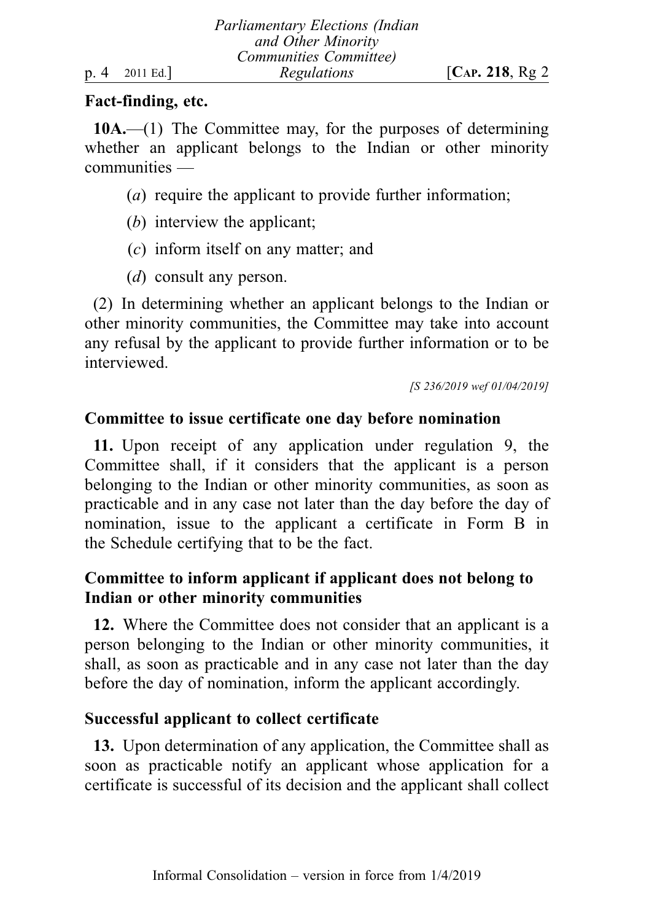**Fact-finding, etc.**

**10A.**—(1) The Committee may, for the purposes of determining whether an applicant belongs to the Indian or other minority communities —

(*a*) require the applicant to provide further information;

(*b*) interview the applicant;

(*c*) inform itself on any matter; and

(*d*) consult any person.

(2) In determining whether an applicant belongs to the Indian or other minority communities, the Committee may take into account any refusal by the applicant to provide further information or to be interviewed.

*[S 236/2019 wef 01/04/2019]*

**Committee to issue certificate one day before nomination**

**11.** Upon receipt of any application under regulation 9, the Committee shall, if it considers that the applicant is a person belonging to the Indian or other minority communities, as soon as practicable and in any case not later than the day before the day of nomination, issue to the applicant a certificate in Form B in the Schedule certifying that to be the fact.

**Committee to inform applicant if applicant does not belong to Indian or other minority communities**

**12.** Where the Committee does not consider that an applicant is a person belonging to the Indian or other minority communities, it shall, as soon as practicable and in any case not later than the day before the day of nomination, inform the applicant accordingly.

**Successful applicant to collect certificate**

**13.** Upon determination of any application, the Committee shall as soon as practicable notify an applicant whose application for a certificate is successful of its decision and the applicant shall collect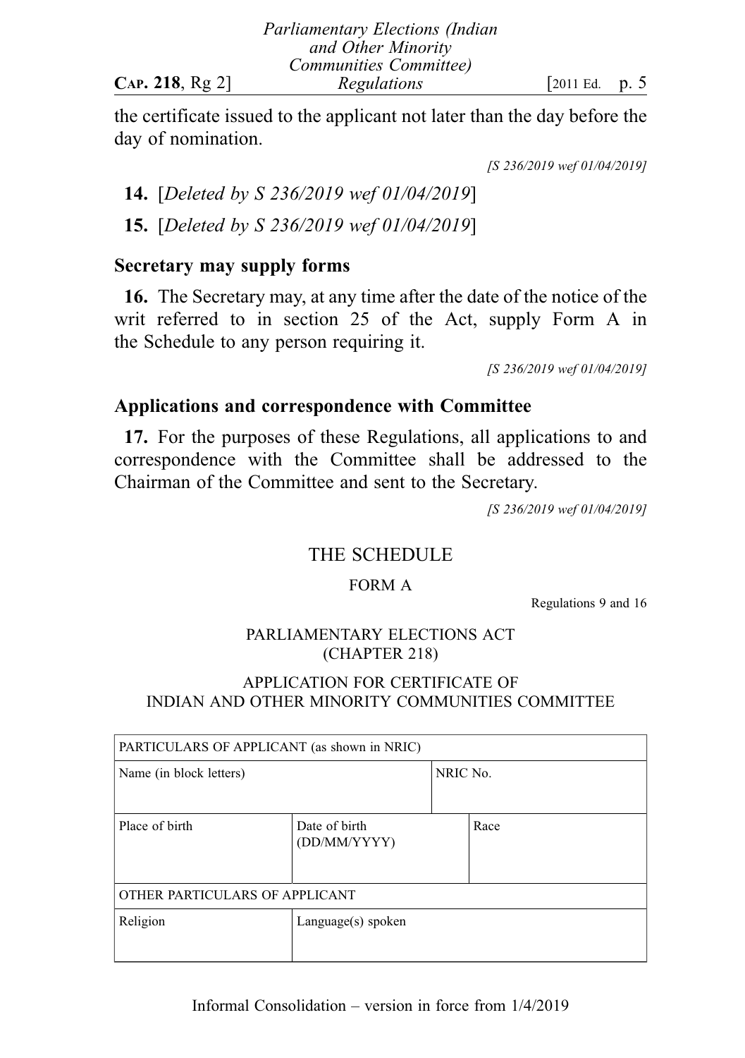the certificate issued to the applicant not later than the day before the day of nomination.

*[S 236/2019 wef 01/04/2019]*

**14.** [*Deleted by S 236/2019 wef 01/04/2019*]

**15.** [*Deleted by S 236/2019 wef 01/04/2019*]

### Secretary may supply forms

**16.** The Secretary may, at any time after the date of the notice of the writ referred to in section 25 of the Act, supply Form A in the Schedule to any person requiring it.

*[S 236/2019 wef 01/04/2019]*

### Applications and correspondence with Committee

**17.** For the purposes of these Regulations, all applications to and correspondence with the Committee shall be addressed to the Chairman of the Committee and sent to the Secretary.

*[S 236/2019 wef 01/04/2019]*

## THE SCHEDULE

FORM A

Regulations 9 and 16

PARLIAMENTARY ELECTIONS ACT
(CHAPTER 218)

APPLICATION FOR CERTIFICATE OF
INDIAN AND OTHER MINORITY COMMUNITIES COMMITTEE

| PARTICULARS OF APPLICANT (as shown in NRIC) | | |
|---|---|---|
| Name (in block letters) | | NRIC No. |
| Place of birth | Date of birth (DD/MM/YYYY) | Race |
| OTHER PARTICULARS OF APPLICANT | | |
| Religion | Language(s) spoken | |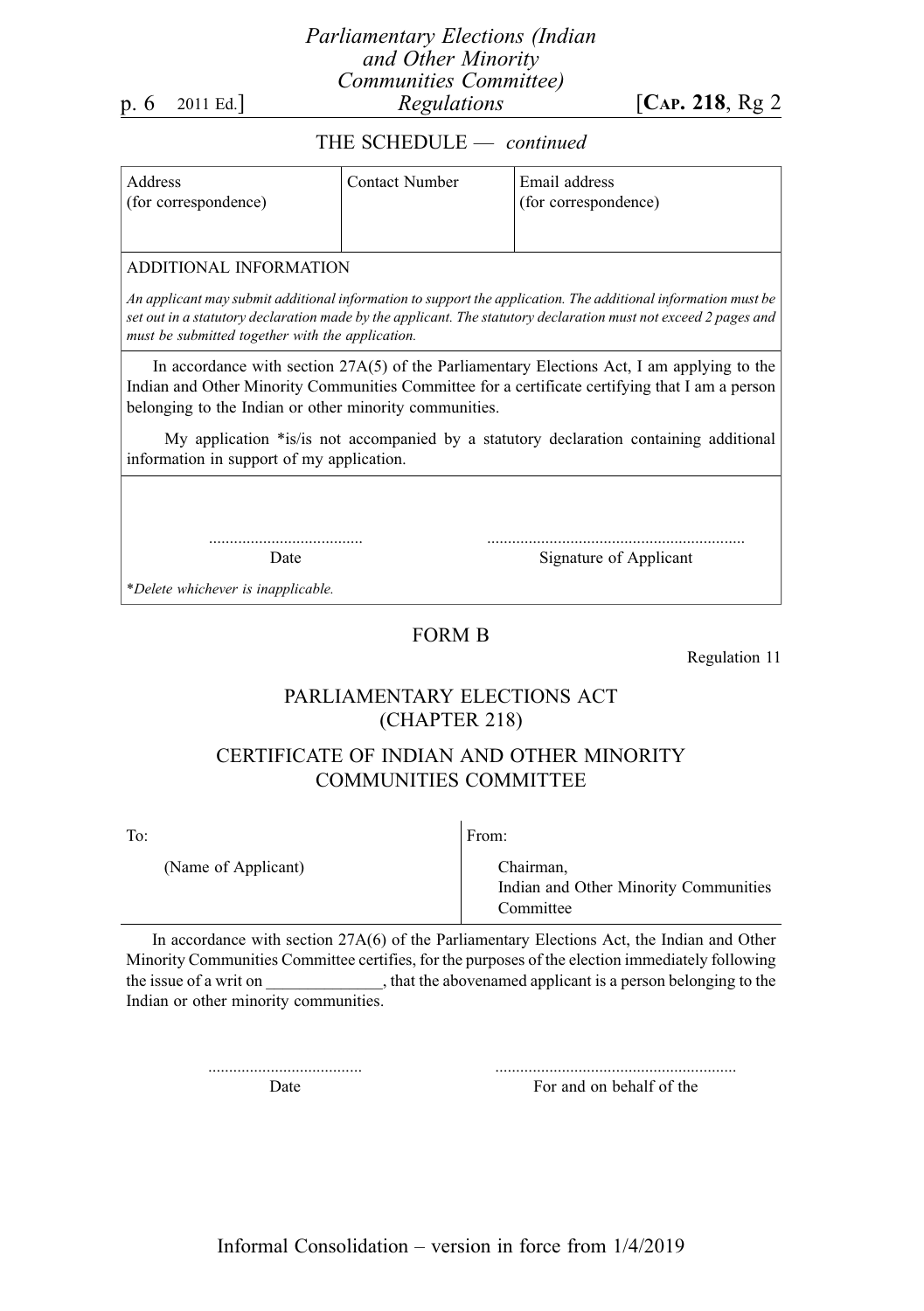THE SCHEDULE — *continued*

| Address (for correspondence) | Contact Number | Email address (for correspondence) |
|---|---|---|
| | | |

ADDITIONAL INFORMATION

*An applicant may submit additional information to support the application. The additional information must be set out in a statutory declaration made by the applicant. The statutory declaration must not exceed 2 pages and must be submitted together with the application.*

In accordance with section 27A(5) of the Parliamentary Elections Act, I am applying to the Indian and Other Minority Communities Committee for a certificate certifying that I am a person belonging to the Indian or other minority communities.

My application *is/is not accompanied by a statutory declaration containing additional information in support of my application.

| ..................................... | ............................................................. |
|---|---|
| Date | Signature of Applicant |

*\*Delete whichever is inapplicable.*

## FORM B

Regulation 11

### PARLIAMENTARY ELECTIONS ACT (CHAPTER 218)

### CERTIFICATE OF INDIAN AND OTHER MINORITY COMMUNITIES COMMITTEE

| To: | From: |
|---|---|
| (Name of Applicant) | Chairman, Indian and Other Minority Communities Committee |

In accordance with section 27A(6) of the Parliamentary Elections Act, the Indian and Other Minority Communities Committee certifies, for the purposes of the election immediately following the issue of a writ on ______________, that the abovenamed applicant is a person belonging to the Indian or other minority communities.

| ..................................... | ......................................................... |
|---|---|
| Date | For and on behalf of the |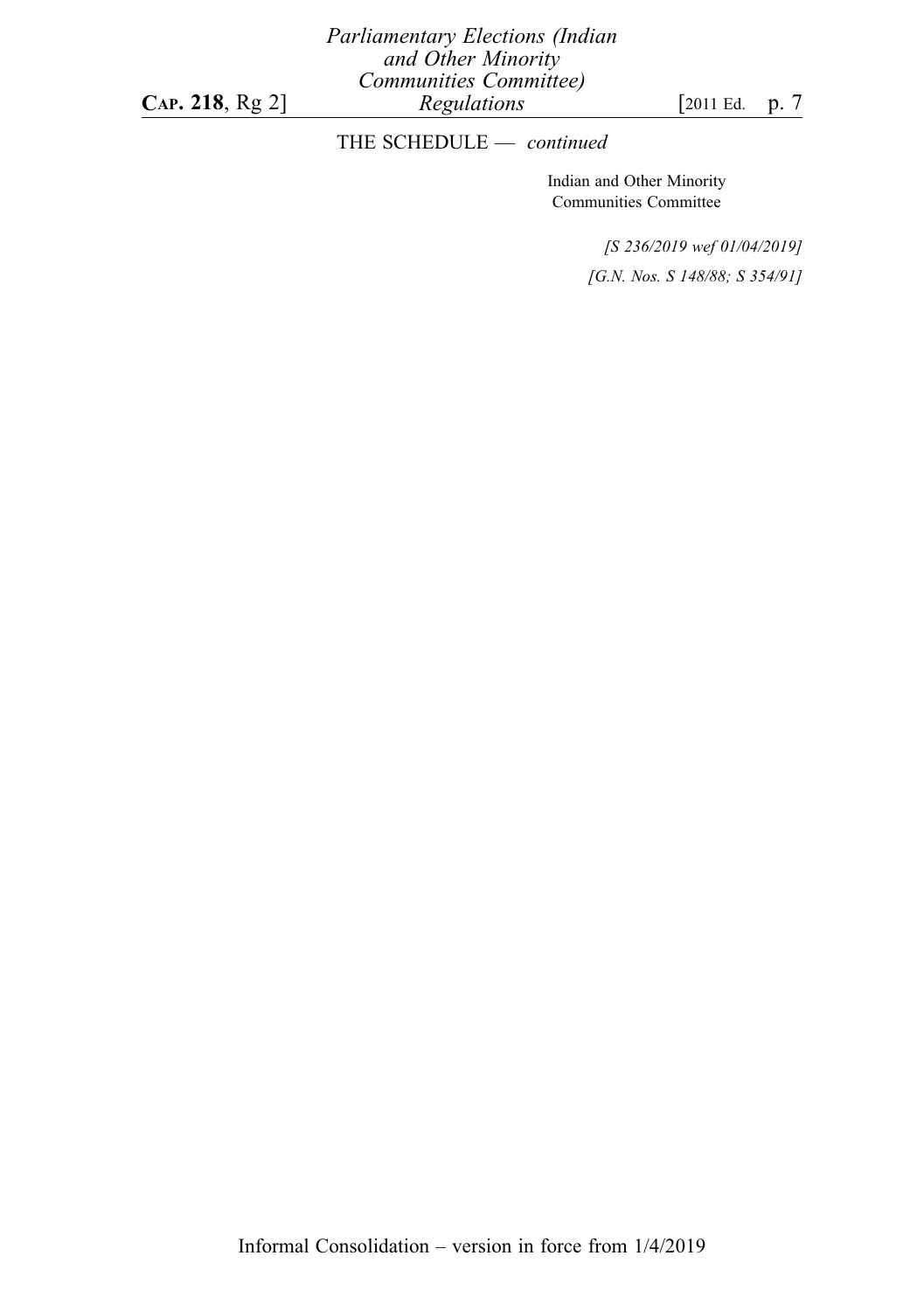THE SCHEDULE — *continued*

Indian and Other Minority Communities Committee

*[S 236/2019 wef 01/04/2019]*

*[G.N. Nos. S 148/88; S 354/91]*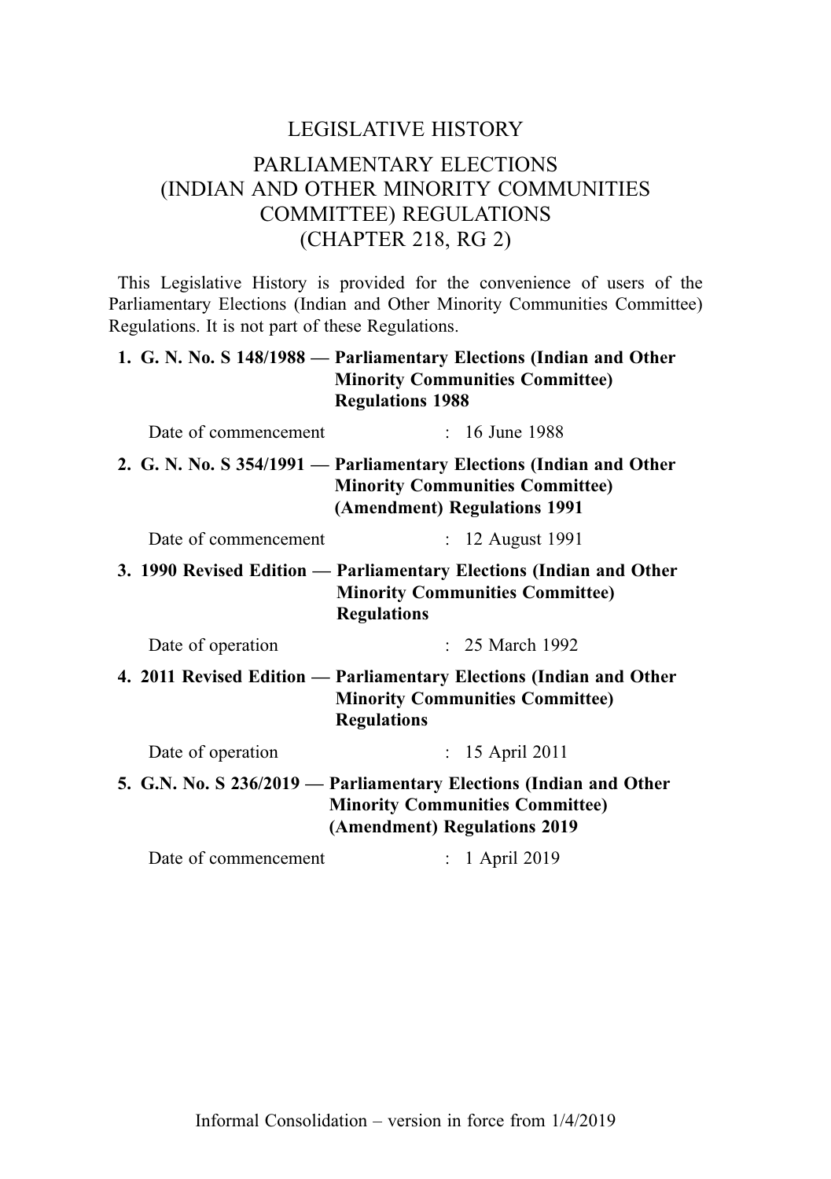# LEGISLATIVE HISTORY

# PARLIAMENTARY ELECTIONS (INDIAN AND OTHER MINORITY COMMUNITIES COMMITTEE) REGULATIONS (CHAPTER 218, RG 2)

This Legislative History is provided for the convenience of users of the Parliamentary Elections (Indian and Other Minority Communities Committee) Regulations. It is not part of these Regulations.

**1. G. N. No. S 148/1988 — Parliamentary Elections (Indian and Other Minority Communities Committee) Regulations 1988**

Date of commencement : 16 June 1988

**2. G. N. No. S 354/1991 — Parliamentary Elections (Indian and Other Minority Communities Committee) (Amendment) Regulations 1991**

Date of commencement : 12 August 1991

**3. 1990 Revised Edition — Parliamentary Elections (Indian and Other Minority Communities Committee) Regulations**

Date of operation : 25 March 1992

**4. 2011 Revised Edition — Parliamentary Elections (Indian and Other Minority Communities Committee) Regulations**

Date of operation : 15 April 2011

**5. G.N. No. S 236/2019 — Parliamentary Elections (Indian and Other Minority Communities Committee) (Amendment) Regulations 2019**

Date of commencement : 1 April 2019